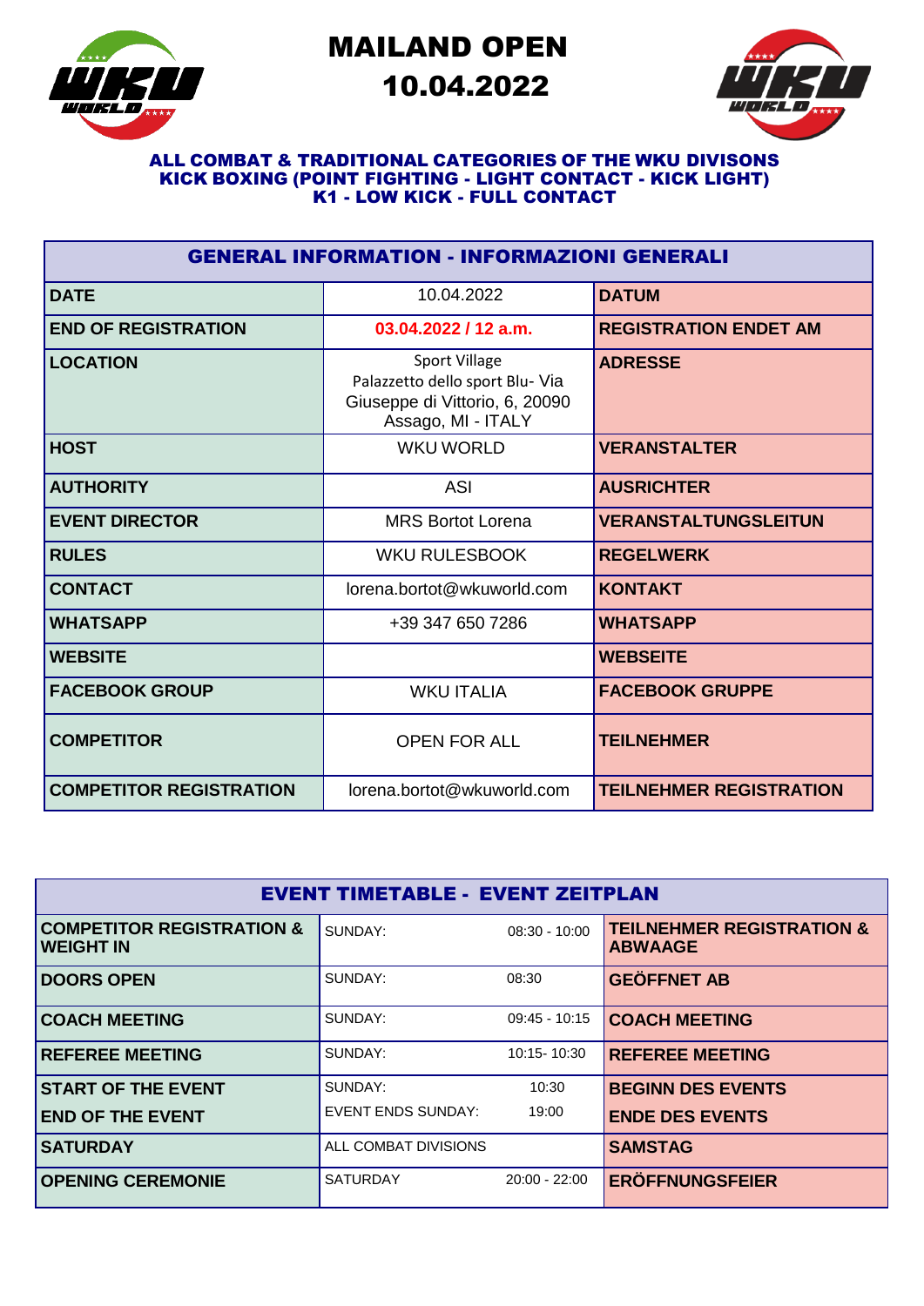# MAILAND OPEN
# 10.04.2022

**ALL COMBAT & TRADITIONAL CATEGORIES OF THE WKU DIVISONS**
**KICK BOXING (POINT FIGHTING - LIGHT CONTACT - KICK LIGHT)**
**K1 - LOW KICK - FULL CONTACT**

| GENERAL INFORMATION - INFORMAZIONI GENERALI | | |
|---|---|---|
| **DATE** | 10.04.2022 | **DATUM** |
| **END OF REGISTRATION** | **03.04.2022 / 12 a.m.** | **REGISTRATION ENDET AM** |
| **LOCATION** | Sport Village Palazzetto dello sport Blu- Via Giuseppe di Vittorio, 6, 20090 Assago, MI - ITALY | **ADRESSE** |
| **HOST** | WKU WORLD | **VERANSTALTER** |
| **AUTHORITY** | ASI | **AUSRICHTER** |
| **EVENT DIRECTOR** | MRS Bortot Lorena | **VERANSTALTUNGSLEITUN** |
| **RULES** | WKU RULESBOOK | **REGELWERK** |
| **CONTACT** | lorena.bortot@wkuworld.com | **KONTAKT** |
| **WHATSAPP** | +39 347 650 7286 | **WHATSAPP** |
| **WEBSITE** | | **WEBSEITE** |
| **FACEBOOK GROUP** | WKU ITALIA | **FACEBOOK GRUPPE** |
| **COMPETITOR** | OPEN FOR ALL | **TEILNEHMER** |
| **COMPETITOR REGISTRATION** | lorena.bortot@wkuworld.com | **TEILNEHMER REGISTRATION** |

| EVENT TIMETABLE - EVENT ZEITPLAN | | | |
|---|---|---|---|
| **COMPETITOR REGISTRATION & WEIGHT IN** | SUNDAY: | 08:30 - 10:00 | **TEILNEHMER REGISTRATION & ABWAAGE** |
| **DOORS OPEN** | SUNDAY: | 08:30 | **GEÖFFNET AB** |
| **COACH MEETING** | SUNDAY: | 09:45 - 10:15 | **COACH MEETING** |
| **REFEREE MEETING** | SUNDAY: | 10:15- 10:30 | **REFEREE MEETING** |
| **START OF THE EVENT** | SUNDAY: | 10:30 | **BEGINN DES EVENTS** |
| **END OF THE EVENT** | EVENT ENDS SUNDAY: | 19:00 | **ENDE DES EVENTS** |
| **SATURDAY** | ALL COMBAT DIVISIONS | | **SAMSTAG** |
| **OPENING CEREMONIE** | SATURDAY | 20:00 - 22:00 | **ERÖFFNUNGSFEIER** |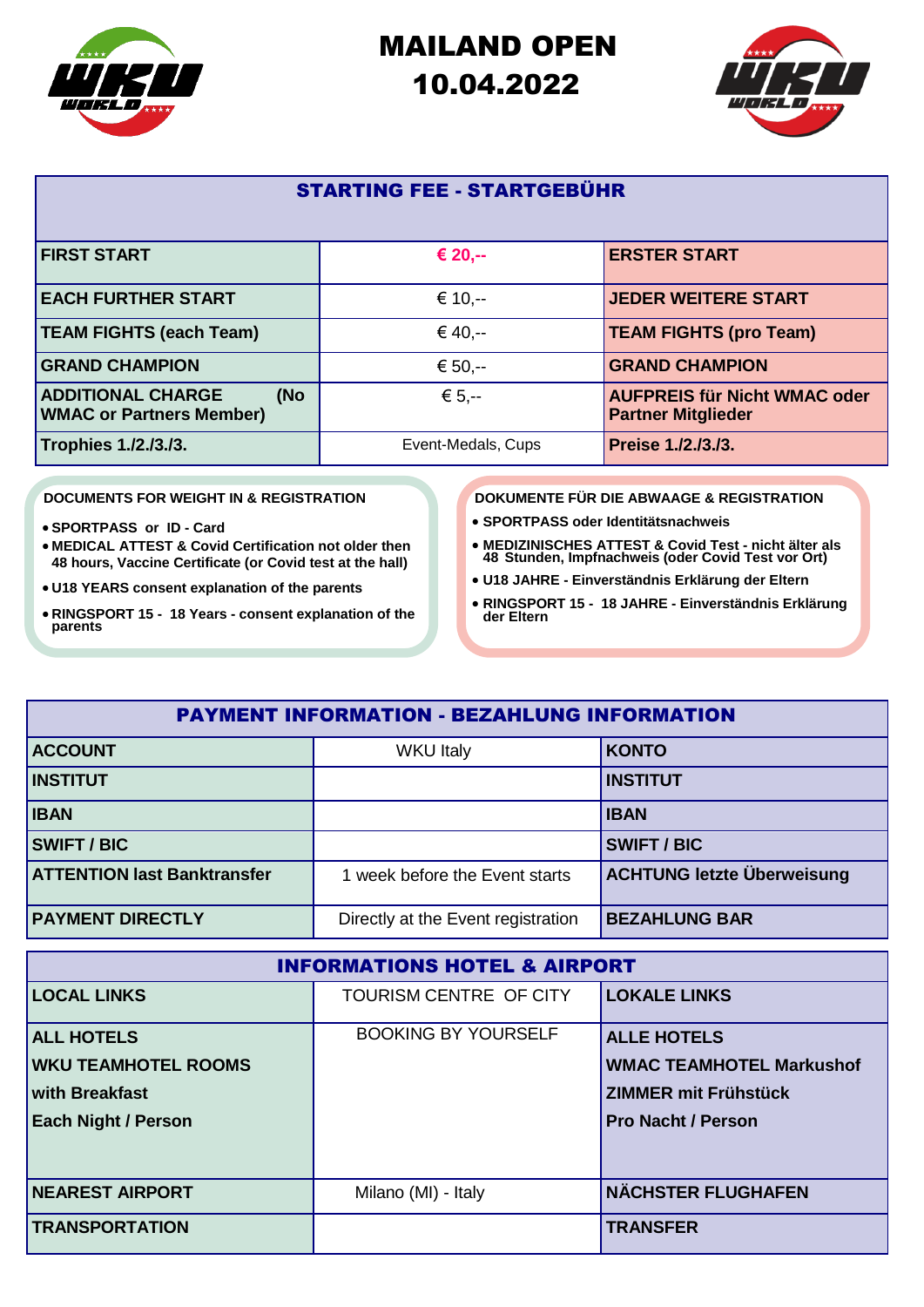# MAILAND OPEN 10.04.2022

| STARTING FEE - STARTGEBÜHR | | |
|---|---|---|
| **FIRST START** | **€ 20,--** | **ERSTER START** |
| **EACH FURTHER START** | € 10,-- | **JEDER WEITERE START** |
| **TEAM FIGHTS (each Team)** | € 40,-- | **TEAM FIGHTS (pro Team)** |
| **GRAND CHAMPION** | € 50,-- | **GRAND CHAMPION** |
| **ADDITIONAL CHARGE (No WMAC or Partners Member)** | € 5,-- | **AUFPREIS für Nicht WMAC oder Partner Mitglieder** |
| **Trophies 1./2./3./3.** | Event-Medals, Cups | **Preise 1./2./3./3.** |

**DOCUMENTS FOR WEIGHT IN & REGISTRATION**

- **SPORTPASS or ID - Card**
- **MEDICAL ATTEST & Covid Certification not older then 48 hours, Vaccine Certificate (or Covid test at the hall)**
- **U18 YEARS consent explanation of the parents**
- **RINGSPORT 15 - 18 Years - consent explanation of the parents**

**DOKUMENTE FÜR DIE ABWAAGE & REGISTRATION**

- **SPORTPASS oder Identitätsnachweis**
- **MEDIZINISCHES ATTEST & Covid Test - nicht älter als 48 Stunden, Impfnachweis (oder Covid Test vor Ort)**
- **U18 JAHRE - Einverständnis Erklärung der Eltern**
- **RINGSPORT 15 - 18 JAHRE - Einverständnis Erklärung der Eltern**

| PAYMENT INFORMATION - BEZAHLUNG INFORMATION | | |
|---|---|---|
| **ACCOUNT** | WKU Italy | **KONTO** |
| **INSTITUT** | | **INSTITUT** |
| **IBAN** | | **IBAN** |
| **SWIFT / BIC** | | **SWIFT / BIC** |
| **ATTENTION last Banktransfer** | 1 week before the Event starts | **ACHTUNG letzte Überweisung** |
| **PAYMENT DIRECTLY** | Directly at the Event registration | **BEZAHLUNG BAR** |

| INFORMATIONS HOTEL & AIRPORT | | |
|---|---|---|
| **LOCAL LINKS** | TOURISM CENTRE OF CITY | **LOKALE LINKS** |
| **ALL HOTELS**<br>**WKU TEAMHOTEL ROOMS**<br>**with Breakfast**<br>**Each Night / Person** | BOOKING BY YOURSELF | **ALLE HOTELS**<br>**WMAC TEAMHOTEL Markushof**<br>**ZIMMER mit Frühstück**<br>**Pro Nacht / Person** |
| **NEAREST AIRPORT** | Milano (MI) - Italy | **NÄCHSTER FLUGHAFEN** |
| **TRANSPORTATION** | | **TRANSFER** |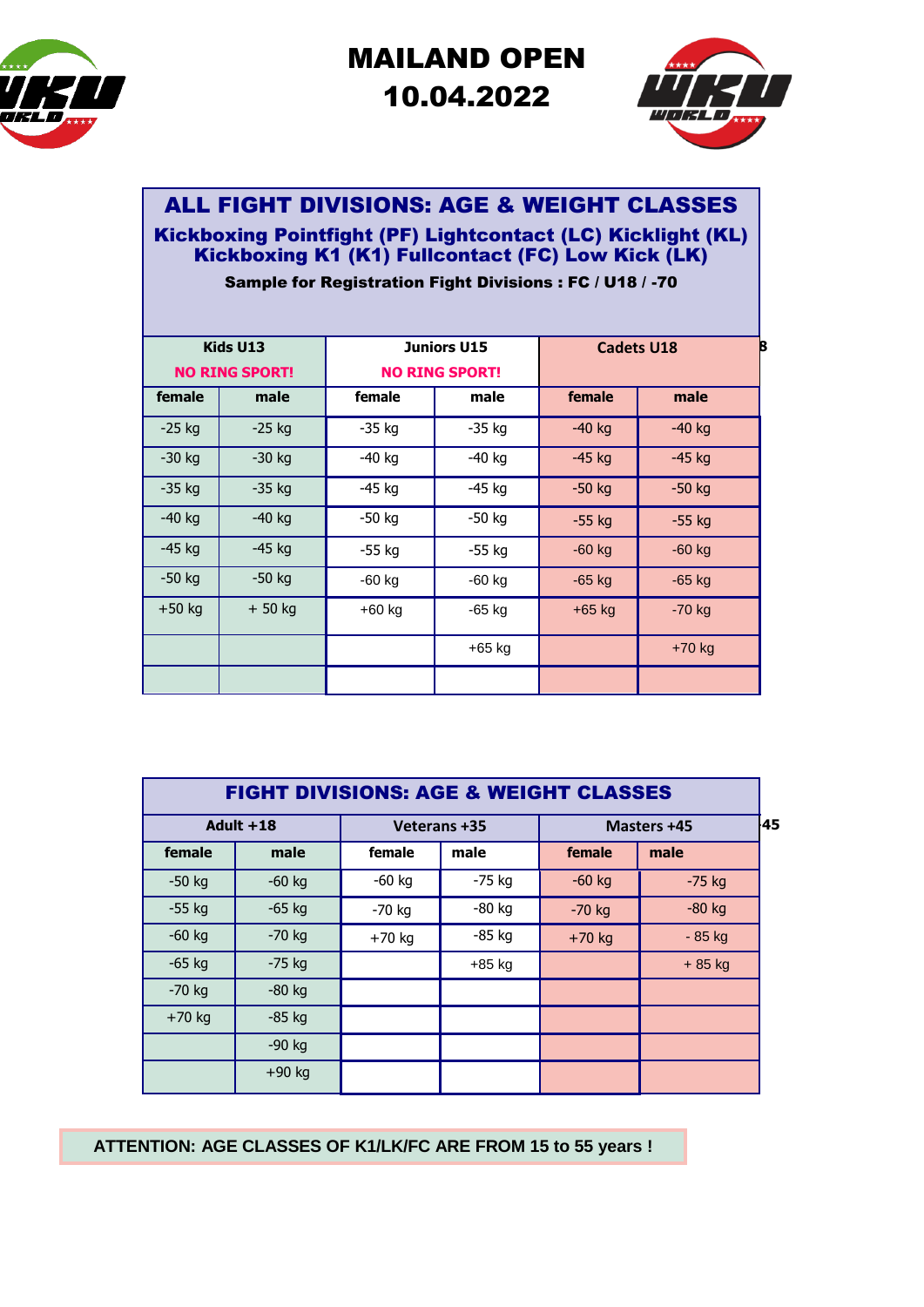# MAILAND OPEN
# 10.04.2022

## ALL FIGHT DIVISIONS: AGE & WEIGHT CLASSES

**Kickboxing Pointfight (PF) Lightcontact (LC) Kicklight (KL) Kickboxing K1 (K1) Fullcontact (FC) Low Kick (LK)**

**Sample for Registration Fight Divisions : FC / U18 / -70**

| Kids U13 NO RING SPORT! | | Juniors U15 NO RING SPORT! | | Cadets U18 | |
|---|---|---|---|---|---|
| **female** | **male** | **female** | **male** | **female** | **male** |
| -25 kg | -25 kg | -35 kg | -35 kg | -40 kg | -40 kg |
| -30 kg | -30 kg | -40 kg | -40 kg | -45 kg | -45 kg |
| -35 kg | -35 kg | -45 kg | -45 kg | -50 kg | -50 kg |
| -40 kg | -40 kg | -50 kg | -50 kg | -55 kg | -55 kg |
| -45 kg | -45 kg | -55 kg | -55 kg | -60 kg | -60 kg |
| -50 kg | -50 kg | -60 kg | -60 kg | -65 kg | -65 kg |
| +50 kg | + 50 kg | +60 kg | -65 kg | +65 kg | -70 kg |
| | | | +65 kg | | +70 kg |
| | | | | | |

## FIGHT DIVISIONS: AGE & WEIGHT CLASSES

| Adult +18 | | Veterans +35 | | Masters +45 | |
|---|---|---|---|---|---|
| **female** | **male** | **female** | **male** | **female** | **male** |
| -50 kg | -60 kg | -60 kg | -75 kg | -60 kg | -75 kg |
| -55 kg | -65 kg | -70 kg | -80 kg | -70 kg | -80 kg |
| -60 kg | -70 kg | +70 kg | -85 kg | +70 kg | - 85 kg |
| -65 kg | -75 kg | | +85 kg | | + 85 kg |
| -70 kg | -80 kg | | | | |
| +70 kg | -85 kg | | | | |
| | -90 kg | | | | |
| | +90 kg | | | | |

**ATTENTION: AGE CLASSES OF K1/LK/FC ARE FROM 15 to 55 years !**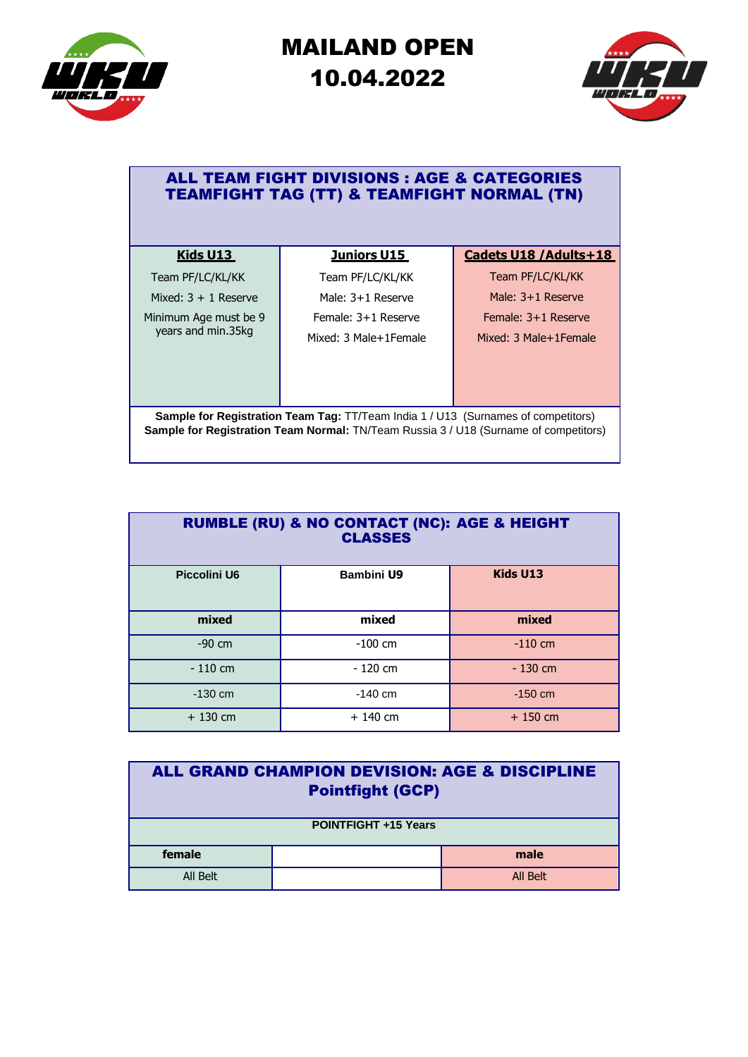# MAILAND OPEN
# 10.04.2022

| ALL TEAM FIGHT DIVISIONS : AGE & CATEGORIES TEAMFIGHT TAG (TT) & TEAMFIGHT NORMAL (TN) | | |
|---|---|---|
| **Kids U13** | **Juniors U15** | **Cadets U18 /Adults+18** |
| Team PF/LC/KL/KK | Team PF/LC/KL/KK | Team PF/LC/KL/KK |
| Mixed: 3 + 1 Reserve | Male: 3+1 Reserve | Male: 3+1 Reserve |
| Minimum Age must be 9 years and min.35kg | Female: 3+1 Reserve | Female: 3+1 Reserve |
| | Mixed: 3 Male+1Female | Mixed: 3 Male+1Female |

**Sample for Registration Team Tag:** TT/Team India 1 / U13 (Surnames of competitors)
**Sample for Registration Team Normal:** TN/Team Russia 3 / U18 (Surname of competitors)

| RUMBLE (RU) & NO CONTACT (NC): AGE & HEIGHT CLASSES | | |
|---|---|---|
| **Piccolini U6** | **Bambini U9** | **Kids U13** |
| **mixed** | **mixed** | **mixed** |
| -90 cm | -100 cm | -110 cm |
| - 110 cm | - 120 cm | - 130 cm |
| -130 cm | -140 cm | -150 cm |
| + 130 cm | + 140 cm | + 150 cm |

| ALL GRAND CHAMPION DEVISION: AGE & DISCIPLINE Pointfight (GCP) | | |
|---|---|---|
| **POINTFIGHT +15 Years** | | |
| **female** | | **male** |
| All Belt | | All Belt |